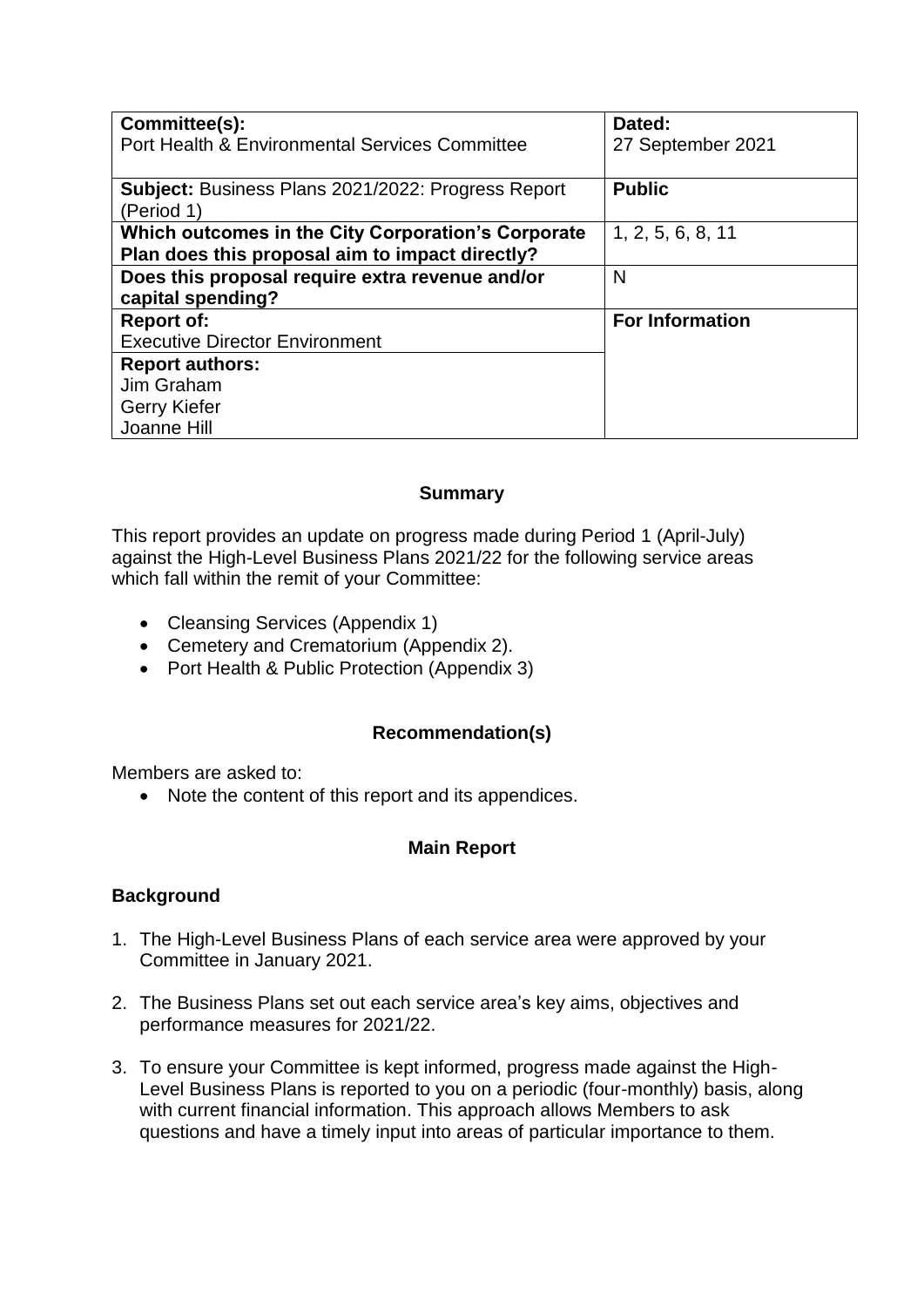| Committee(s): Port Health & Environmental Services Committee | Dated: 27 September 2021 |
| --- | --- |
| **Subject:** Business Plans 2021/2022: Progress Report (Period 1) | **Public** |
| **Which outcomes in the City Corporation's Corporate Plan does this proposal aim to impact directly?** | 1, 2, 5, 6, 8, 11 |
| **Does this proposal require extra revenue and/or capital spending?** | N |
| **Report of:** Executive Director Environment | **For Information** |
| **Report authors:** Jim Graham, Gerry Kiefer, Joanne Hill | |

## Summary

This report provides an update on progress made during Period 1 (April-July) against the High-Level Business Plans 2021/22 for the following service areas which fall within the remit of your Committee:

- Cleansing Services (Appendix 1)
- Cemetery and Crematorium (Appendix 2).
- Port Health & Public Protection (Appendix 3)

## Recommendation(s)

Members are asked to:

- Note the content of this report and its appendices.

## Main Report

### Background

1. The High-Level Business Plans of each service area were approved by your Committee in January 2021.
2. The Business Plans set out each service area's key aims, objectives and performance measures for 2021/22.
3. To ensure your Committee is kept informed, progress made against the High-Level Business Plans is reported to you on a periodic (four-monthly) basis, along with current financial information. This approach allows Members to ask questions and have a timely input into areas of particular importance to them.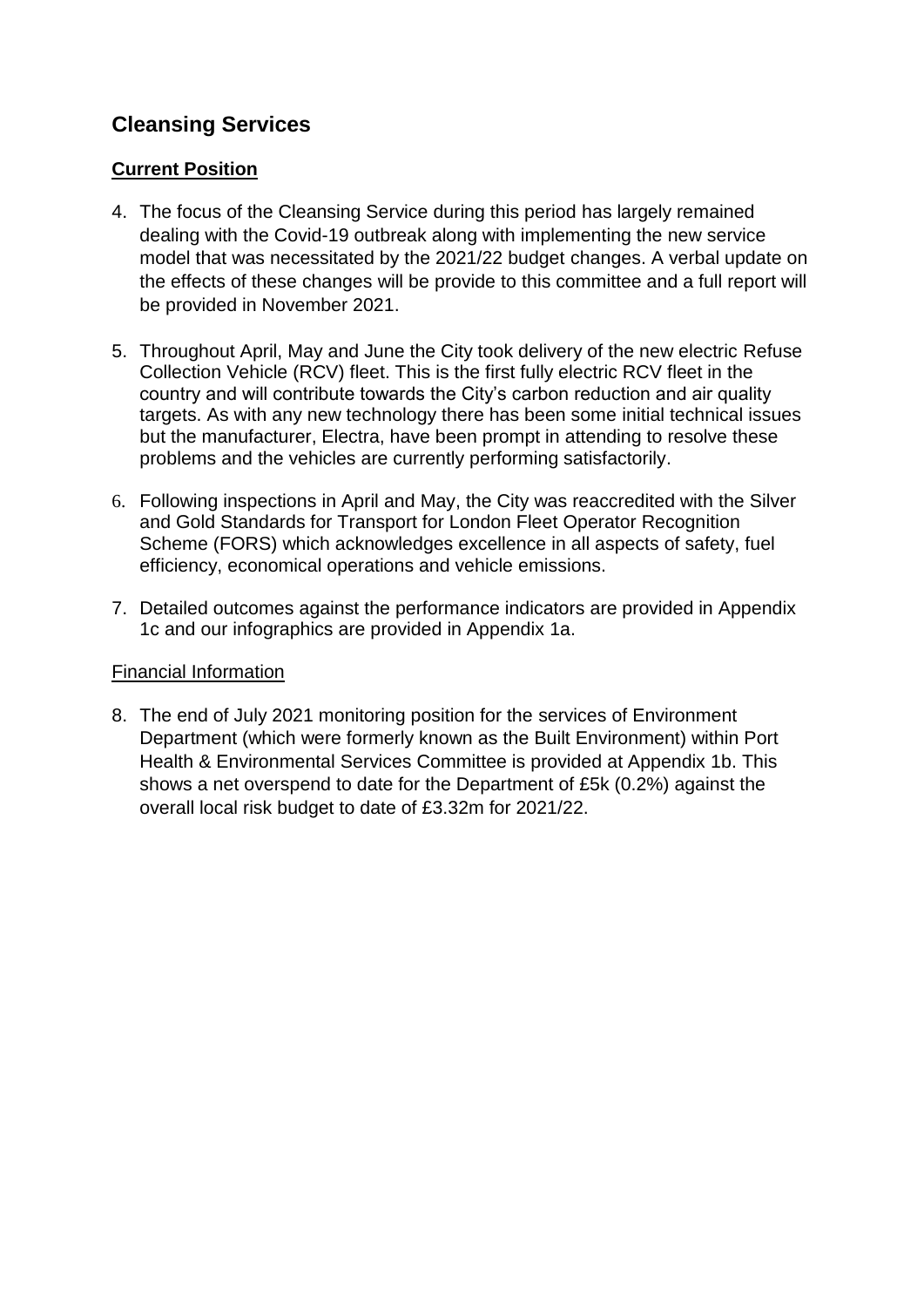## Cleansing Services

**Current Position**

4. The focus of the Cleansing Service during this period has largely remained dealing with the Covid-19 outbreak along with implementing the new service model that was necessitated by the 2021/22 budget changes. A verbal update on the effects of these changes will be provide to this committee and a full report will be provided in November 2021.

5. Throughout April, May and June the City took delivery of the new electric Refuse Collection Vehicle (RCV) fleet. This is the first fully electric RCV fleet in the country and will contribute towards the City's carbon reduction and air quality targets. As with any new technology there has been some initial technical issues but the manufacturer, Electra, have been prompt in attending to resolve these problems and the vehicles are currently performing satisfactorily.

6. Following inspections in April and May, the City was reaccredited with the Silver and Gold Standards for Transport for London Fleet Operator Recognition Scheme (FORS) which acknowledges excellence in all aspects of safety, fuel efficiency, economical operations and vehicle emissions.

7. Detailed outcomes against the performance indicators are provided in Appendix 1c and our infographics are provided in Appendix 1a.

Financial Information

8. The end of July 2021 monitoring position for the services of Environment Department (which were formerly known as the Built Environment) within Port Health & Environmental Services Committee is provided at Appendix 1b. This shows a net overspend to date for the Department of £5k (0.2%) against the overall local risk budget to date of £3.32m for 2021/22.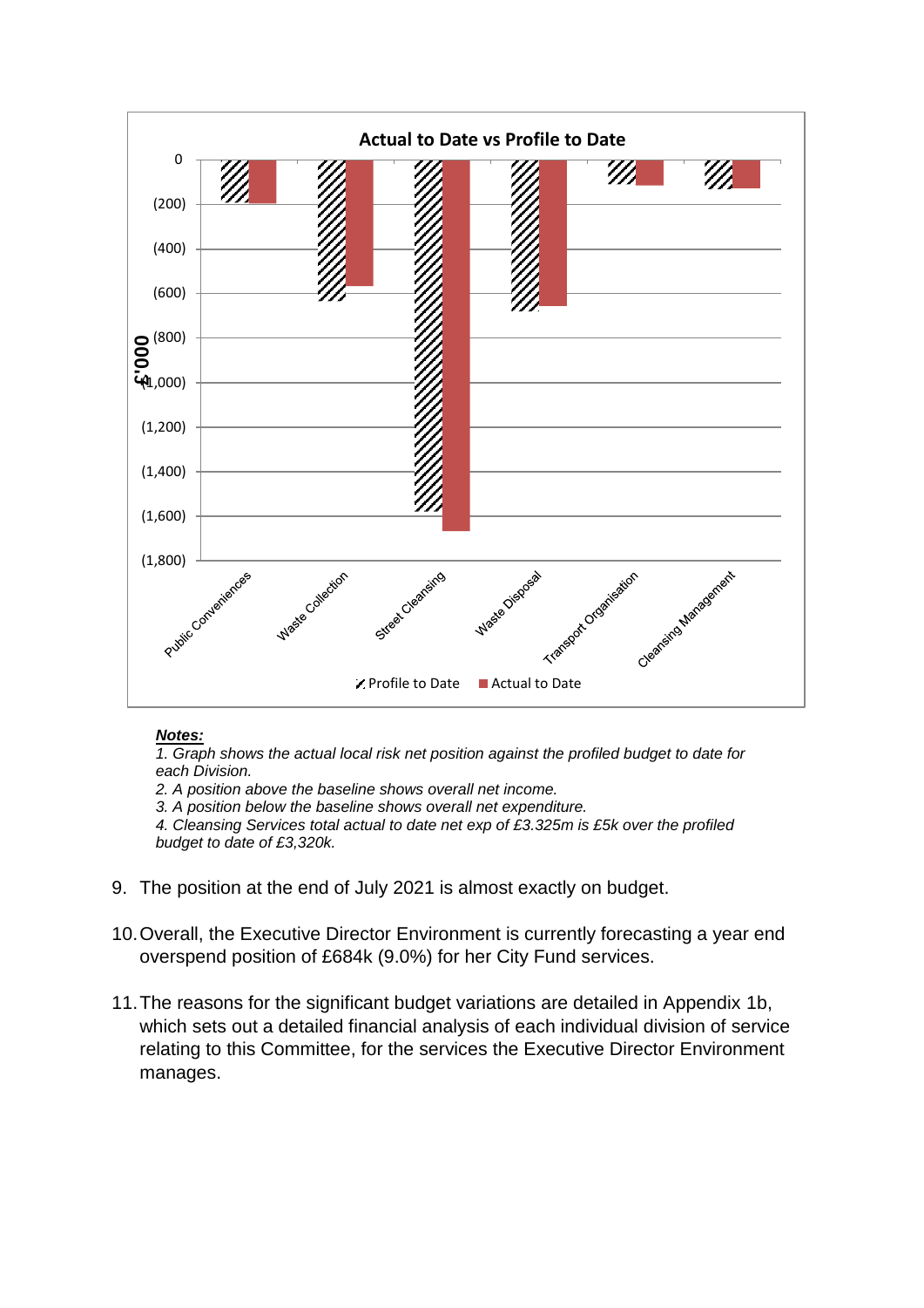Actual to Date vs Profile to Date

£'000

(Chart: Profile to Date / Actual to Date for Public Conveniences, Waste Collection, Street Cleansing, Waste Disposal, Transport Organisation, Cleansing Management; axis 0 to (1,800))

***Notes:***

*1. Graph shows the actual local risk net position against the profiled budget to date for each Division.*
*2. A position above the baseline shows overall net income.*
*3. A position below the baseline shows overall net expenditure.*
*4. Cleansing Services total actual to date net exp of £3.325m is £5k over the profiled budget to date of £3,320k.*

9. The position at the end of July 2021 is almost exactly on budget.

10. Overall, the Executive Director Environment is currently forecasting a year end overspend position of £684k (9.0%) for her City Fund services.

11. The reasons for the significant budget variations are detailed in Appendix 1b, which sets out a detailed financial analysis of each individual division of service relating to this Committee, for the services the Executive Director Environment manages.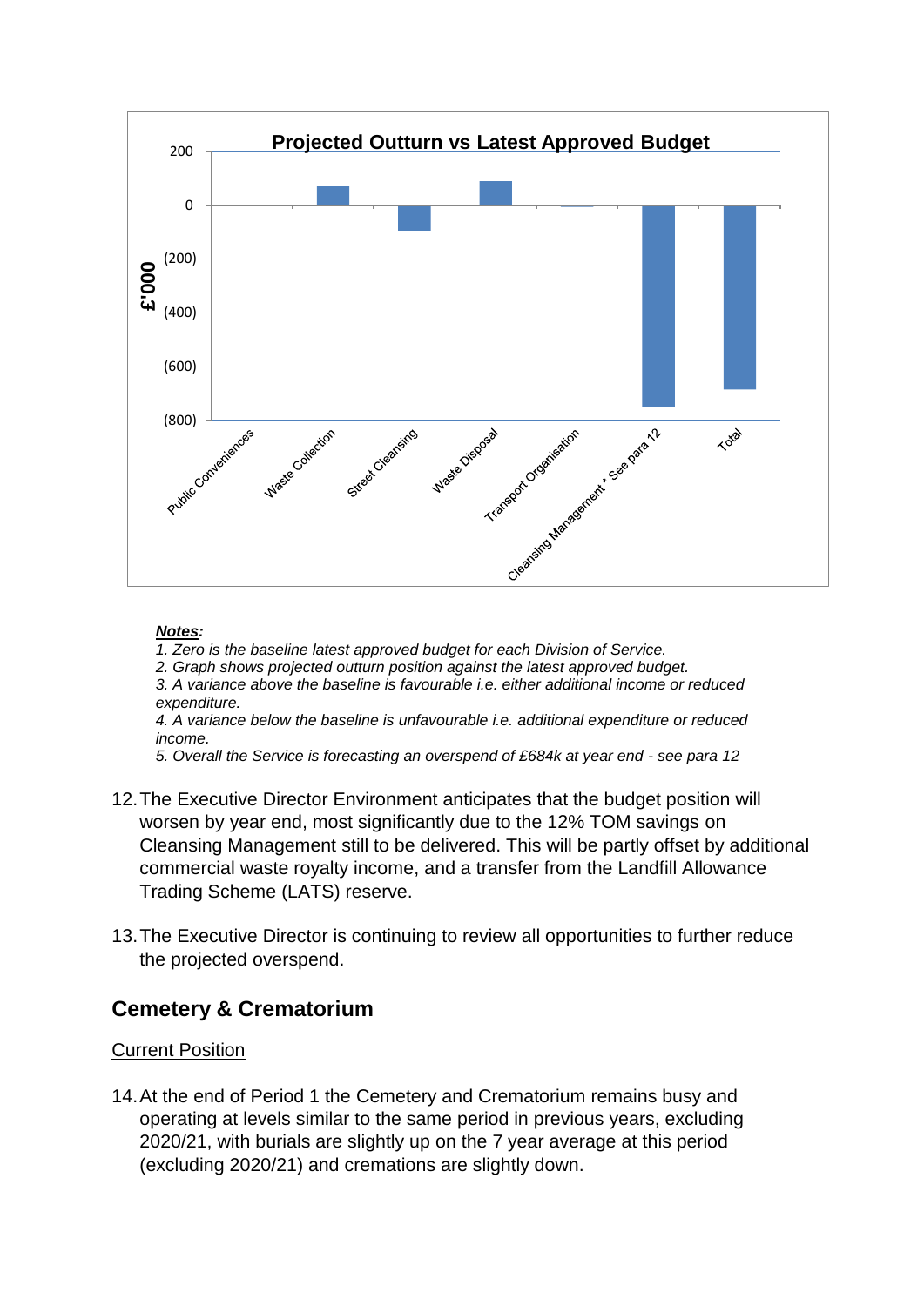**Projected Outturn vs Latest Approved Budget**

***Notes:***

*1. Zero is the baseline latest approved budget for each Division of Service.*

*2. Graph shows projected outturn position against the latest approved budget.*

*3. A variance above the baseline is favourable i.e. either additional income or reduced expenditure.*

*4. A variance below the baseline is unfavourable i.e. additional expenditure or reduced income.*

*5. Overall the Service is forecasting an overspend of £684k at year end - see para 12*

12. The Executive Director Environment anticipates that the budget position will worsen by year end, most significantly due to the 12% TOM savings on Cleansing Management still to be delivered. This will be partly offset by additional commercial waste royalty income, and a transfer from the Landfill Allowance Trading Scheme (LATS) reserve.

13. The Executive Director is continuing to review all opportunities to further reduce the projected overspend.

## Cemetery & Crematorium

Current Position

14. At the end of Period 1 the Cemetery and Crematorium remains busy and operating at levels similar to the same period in previous years, excluding 2020/21, with burials are slightly up on the 7 year average at this period (excluding 2020/21) and cremations are slightly down.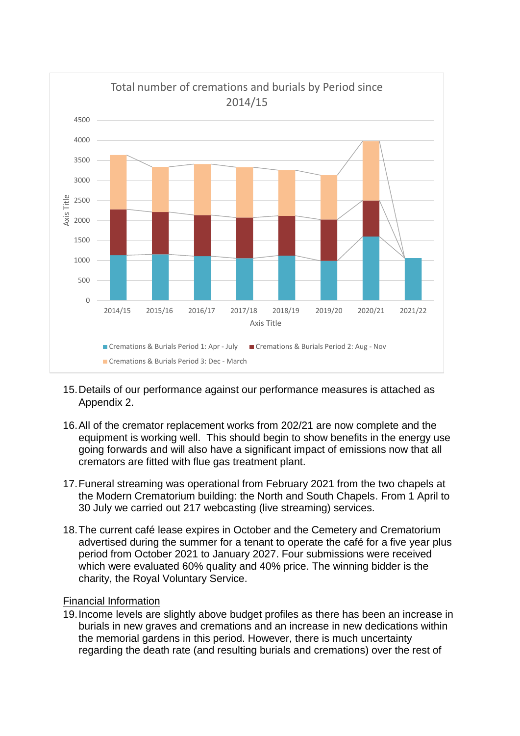Total number of cremations and burials by Period since 2014/15

15. Details of our performance against our performance measures is attached as Appendix 2.

16. All of the cremator replacement works from 202/21 are now complete and the equipment is working well. This should begin to show benefits in the energy use going forwards and will also have a significant impact of emissions now that all cremators are fitted with flue gas treatment plant.

17. Funeral streaming was operational from February 2021 from the two chapels at the Modern Crematorium building: the North and South Chapels. From 1 April to 30 July we carried out 217 webcasting (live streaming) services.

18. The current café lease expires in October and the Cemetery and Crematorium advertised during the summer for a tenant to operate the café for a five year plus period from October 2021 to January 2027. Four submissions were received which were evaluated 60% quality and 40% price. The winning bidder is the charity, the Royal Voluntary Service.

<u>Financial Information</u>

19. Income levels are slightly above budget profiles as there has been an increase in burials in new graves and cremations and an increase in new dedications within the memorial gardens in this period. However, there is much uncertainty regarding the death rate (and resulting burials and cremations) over the rest of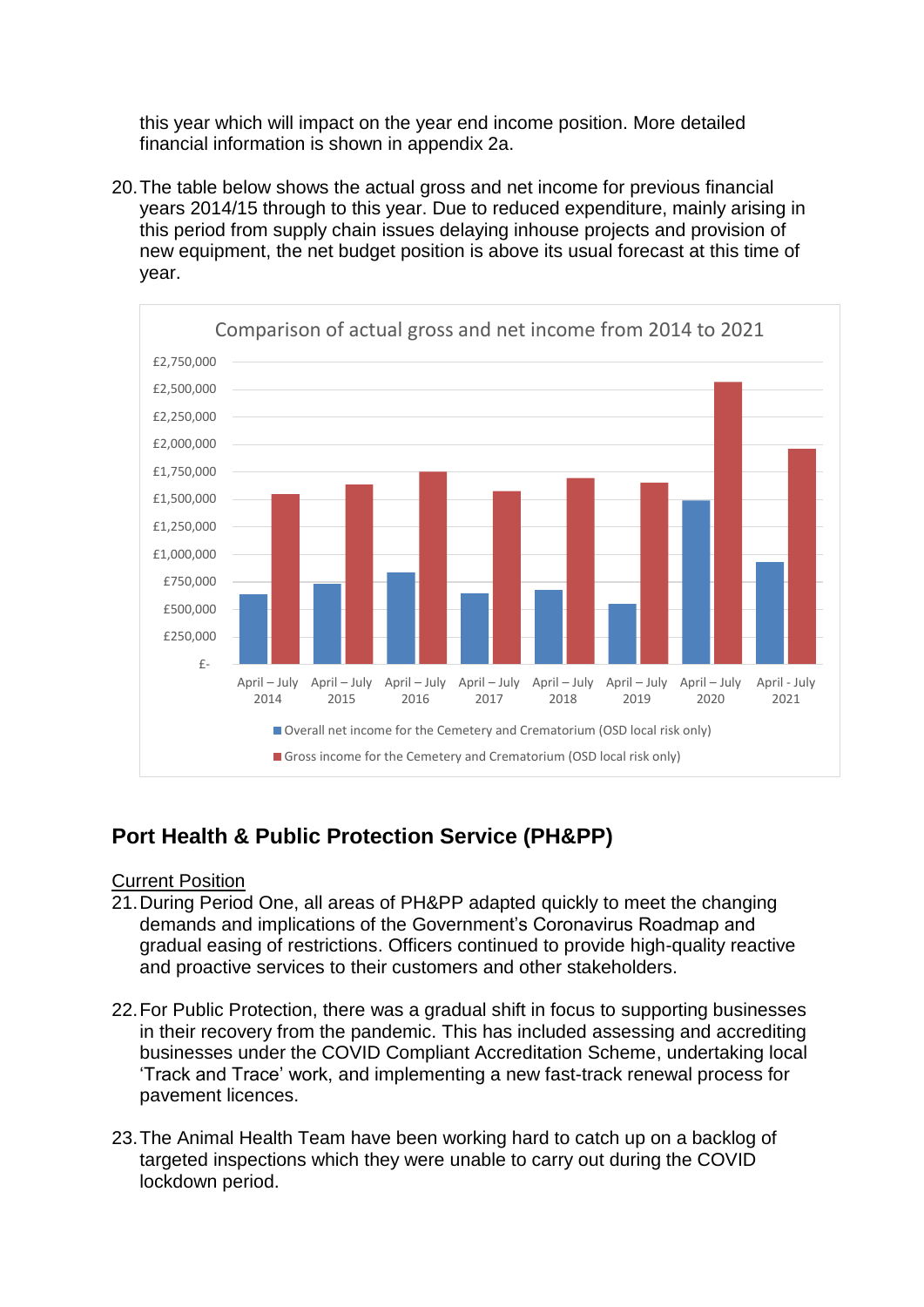this year which will impact on the year end income position. More detailed financial information is shown in appendix 2a.

20. The table below shows the actual gross and net income for previous financial years 2014/15 through to this year. Due to reduced expenditure, mainly arising in this period from supply chain issues delaying inhouse projects and provision of new equipment, the net budget position is above its usual forecast at this time of year.

Comparison of actual gross and net income from 2014 to 2021

£2,750,000
£2,500,000
£2,250,000
£2,000,000
£1,750,000
£1,500,000
£1,250,000
£1,000,000
£750,000
£500,000
£250,000
£-

April – July 2014 | April – July 2015 | April – July 2016 | April – July 2017 | April – July 2018 | April – July 2019 | April – July 2020 | April - July 2021

■ Overall net income for the Cemetery and Crematorium (OSD local risk only)

■ Gross income for the Cemetery and Crematorium (OSD local risk only)

## Port Health & Public Protection Service (PH&PP)

Current Position

21. During Period One, all areas of PH&PP adapted quickly to meet the changing demands and implications of the Government's Coronavirus Roadmap and gradual easing of restrictions. Officers continued to provide high-quality reactive and proactive services to their customers and other stakeholders.

22. For Public Protection, there was a gradual shift in focus to supporting businesses in their recovery from the pandemic. This has included assessing and accrediting businesses under the COVID Compliant Accreditation Scheme, undertaking local 'Track and Trace' work, and implementing a new fast-track renewal process for pavement licences.

23. The Animal Health Team have been working hard to catch up on a backlog of targeted inspections which they were unable to carry out during the COVID lockdown period.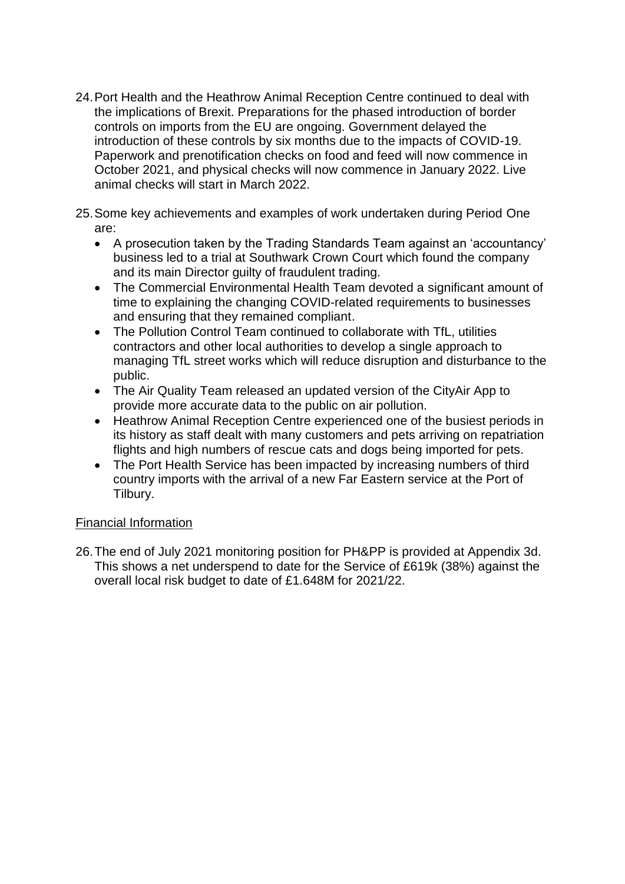24. Port Health and the Heathrow Animal Reception Centre continued to deal with the implications of Brexit. Preparations for the phased introduction of border controls on imports from the EU are ongoing. Government delayed the introduction of these controls by six months due to the impacts of COVID-19. Paperwork and prenotification checks on food and feed will now commence in October 2021, and physical checks will now commence in January 2022. Live animal checks will start in March 2022.

25. Some key achievements and examples of work undertaken during Period One are:
    - A prosecution taken by the Trading Standards Team against an 'accountancy' business led to a trial at Southwark Crown Court which found the company and its main Director guilty of fraudulent trading.
    - The Commercial Environmental Health Team devoted a significant amount of time to explaining the changing COVID-related requirements to businesses and ensuring that they remained compliant.
    - The Pollution Control Team continued to collaborate with TfL, utilities contractors and other local authorities to develop a single approach to managing TfL street works which will reduce disruption and disturbance to the public.
    - The Air Quality Team released an updated version of the CityAir App to provide more accurate data to the public on air pollution.
    - Heathrow Animal Reception Centre experienced one of the busiest periods in its history as staff dealt with many customers and pets arriving on repatriation flights and high numbers of rescue cats and dogs being imported for pets.
    - The Port Health Service has been impacted by increasing numbers of third country imports with the arrival of a new Far Eastern service at the Port of Tilbury.

<u>Financial Information</u>

26. The end of July 2021 monitoring position for PH&PP is provided at Appendix 3d. This shows a net underspend to date for the Service of £619k (38%) against the overall local risk budget to date of £1.648M for 2021/22.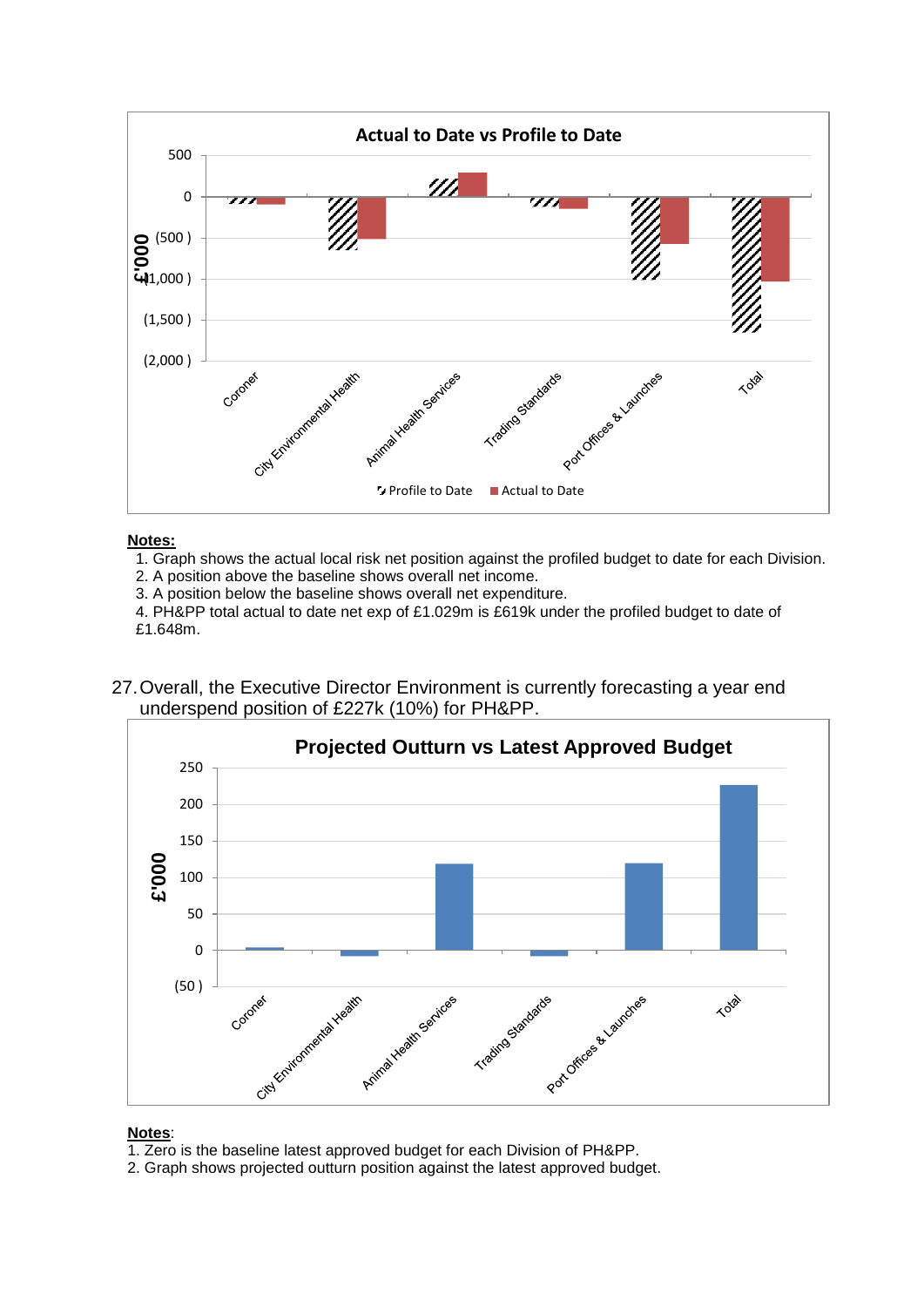**Notes:**

1. Graph shows the actual local risk net position against the profiled budget to date for each Division.
2. A position above the baseline shows overall net income.
3. A position below the baseline shows overall net expenditure.
4. PH&PP total actual to date net exp of £1.029m is £619k under the profiled budget to date of £1.648m.

27. Overall, the Executive Director Environment is currently forecasting a year end underspend position of £227k (10%) for PH&PP.

**Notes**:

1. Zero is the baseline latest approved budget for each Division of PH&PP.
2. Graph shows projected outturn position against the latest approved budget.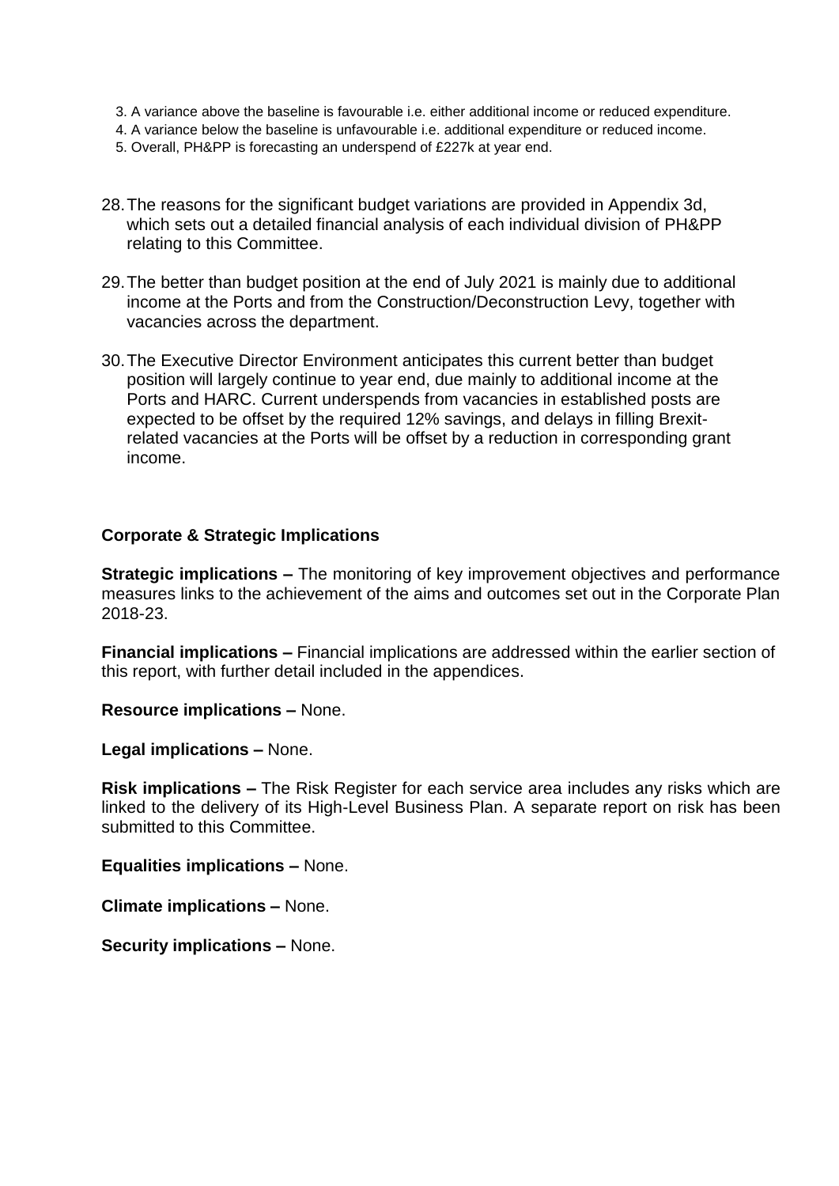3. A variance above the baseline is favourable i.e. either additional income or reduced expenditure.
4. A variance below the baseline is unfavourable i.e. additional expenditure or reduced income.
5. Overall, PH&PP is forecasting an underspend of £227k at year end.

28. The reasons for the significant budget variations are provided in Appendix 3d, which sets out a detailed financial analysis of each individual division of PH&PP relating to this Committee.

29. The better than budget position at the end of July 2021 is mainly due to additional income at the Ports and from the Construction/Deconstruction Levy, together with vacancies across the department.

30. The Executive Director Environment anticipates this current better than budget position will largely continue to year end, due mainly to additional income at the Ports and HARC. Current underspends from vacancies in established posts are expected to be offset by the required 12% savings, and delays in filling Brexit-related vacancies at the Ports will be offset by a reduction in corresponding grant income.

**Corporate & Strategic Implications**

**Strategic implications –** The monitoring of key improvement objectives and performance measures links to the achievement of the aims and outcomes set out in the Corporate Plan 2018-23.

**Financial implications –** Financial implications are addressed within the earlier section of this report, with further detail included in the appendices.

**Resource implications –** None.

**Legal implications –** None.

**Risk implications –** The Risk Register for each service area includes any risks which are linked to the delivery of its High-Level Business Plan. A separate report on risk has been submitted to this Committee.

**Equalities implications –** None.

**Climate implications –** None.

**Security implications –** None.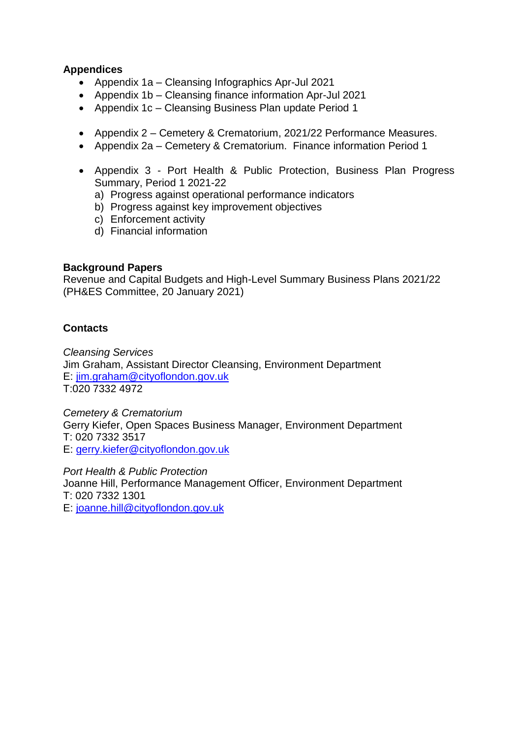**Appendices**

- Appendix 1a – Cleansing Infographics Apr-Jul 2021
- Appendix 1b – Cleansing finance information Apr-Jul 2021
- Appendix 1c – Cleansing Business Plan update Period 1

- Appendix 2 – Cemetery & Crematorium, 2021/22 Performance Measures.
- Appendix 2a – Cemetery & Crematorium. Finance information Period 1

- Appendix 3 - Port Health & Public Protection, Business Plan Progress Summary, Period 1 2021-22
  a) Progress against operational performance indicators
  b) Progress against key improvement objectives
  c) Enforcement activity
  d) Financial information

**Background Papers**

Revenue and Capital Budgets and High-Level Summary Business Plans 2021/22 (PH&ES Committee, 20 January 2021)

**Contacts**

*Cleansing Services*
Jim Graham, Assistant Director Cleansing, Environment Department
E: jim.graham@cityoflondon.gov.uk
T:020 7332 4972

*Cemetery & Crematorium*
Gerry Kiefer, Open Spaces Business Manager, Environment Department
T: 020 7332 3517
E: gerry.kiefer@cityoflondon.gov.uk

*Port Health & Public Protection*
Joanne Hill, Performance Management Officer, Environment Department
T: 020 7332 1301
E: joanne.hill@cityoflondon.gov.uk